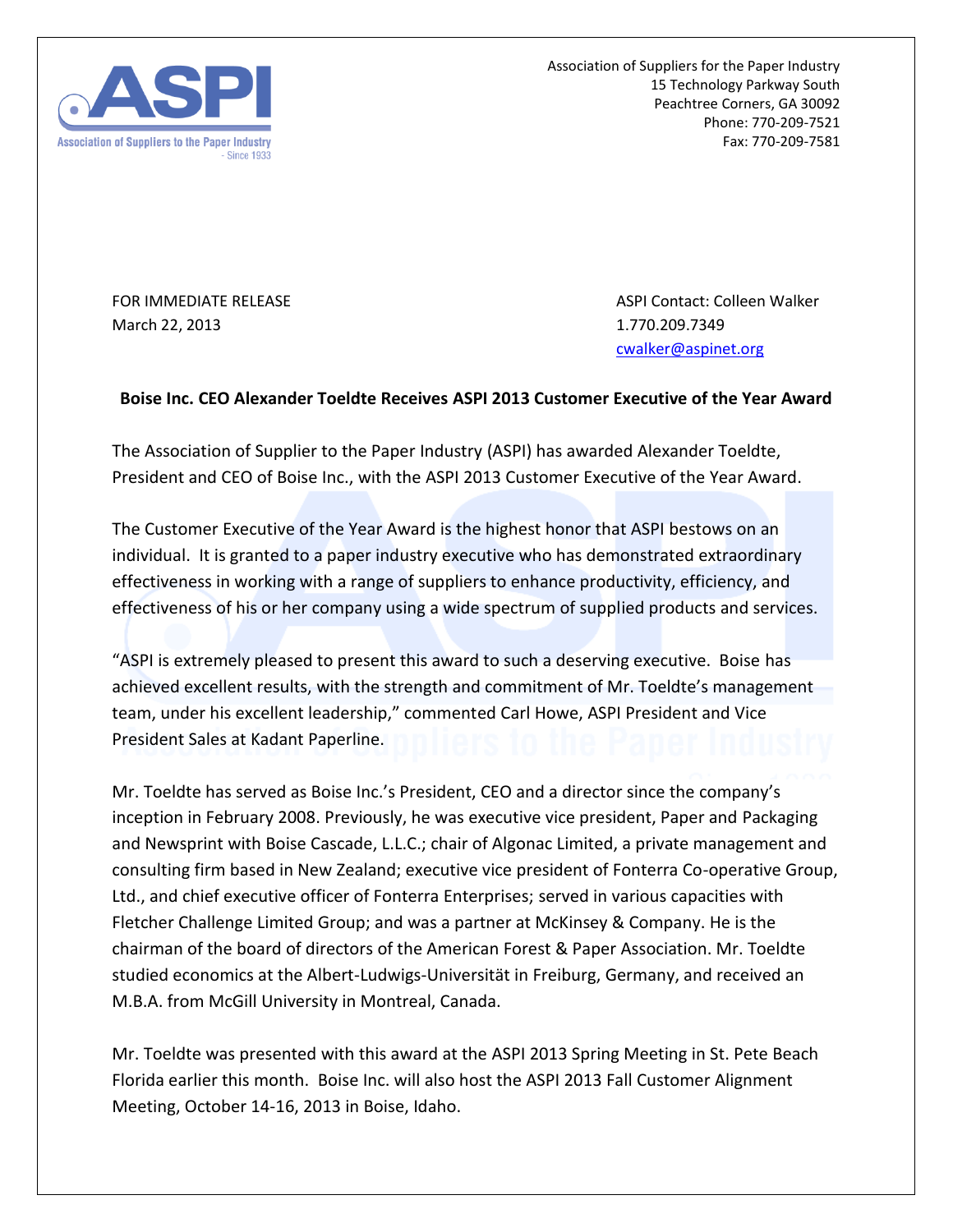Association of Suppliers for the Paper Industry
15 Technology Parkway South
Peachtree Corners, GA 30092
Phone: 770-209-7521
Fax: 770-209-7581

FOR IMMEDIATE RELEASE
March 22, 2013

ASPI Contact: Colleen Walker
1.770.209.7349
cwalker@aspinet.org

**Boise Inc. CEO Alexander Toeldte Receives ASPI 2013 Customer Executive of the Year Award**

The Association of Supplier to the Paper Industry (ASPI) has awarded Alexander Toeldte, President and CEO of Boise Inc., with the ASPI 2013 Customer Executive of the Year Award.

The Customer Executive of the Year Award is the highest honor that ASPI bestows on an individual. It is granted to a paper industry executive who has demonstrated extraordinary effectiveness in working with a range of suppliers to enhance productivity, efficiency, and effectiveness of his or her company using a wide spectrum of supplied products and services.

"ASPI is extremely pleased to present this award to such a deserving executive. Boise has achieved excellent results, with the strength and commitment of Mr. Toeldte's management team, under his excellent leadership," commented Carl Howe, ASPI President and Vice President Sales at Kadant Paperline.

Mr. Toeldte has served as Boise Inc.'s President, CEO and a director since the company's inception in February 2008. Previously, he was executive vice president, Paper and Packaging and Newsprint with Boise Cascade, L.L.C.; chair of Algonac Limited, a private management and consulting firm based in New Zealand; executive vice president of Fonterra Co-operative Group, Ltd., and chief executive officer of Fonterra Enterprises; served in various capacities with Fletcher Challenge Limited Group; and was a partner at McKinsey & Company. He is the chairman of the board of directors of the American Forest & Paper Association. Mr. Toeldte studied economics at the Albert-Ludwigs-Universität in Freiburg, Germany, and received an M.B.A. from McGill University in Montreal, Canada.

Mr. Toeldte was presented with this award at the ASPI 2013 Spring Meeting in St. Pete Beach Florida earlier this month. Boise Inc. will also host the ASPI 2013 Fall Customer Alignment Meeting, October 14-16, 2013 in Boise, Idaho.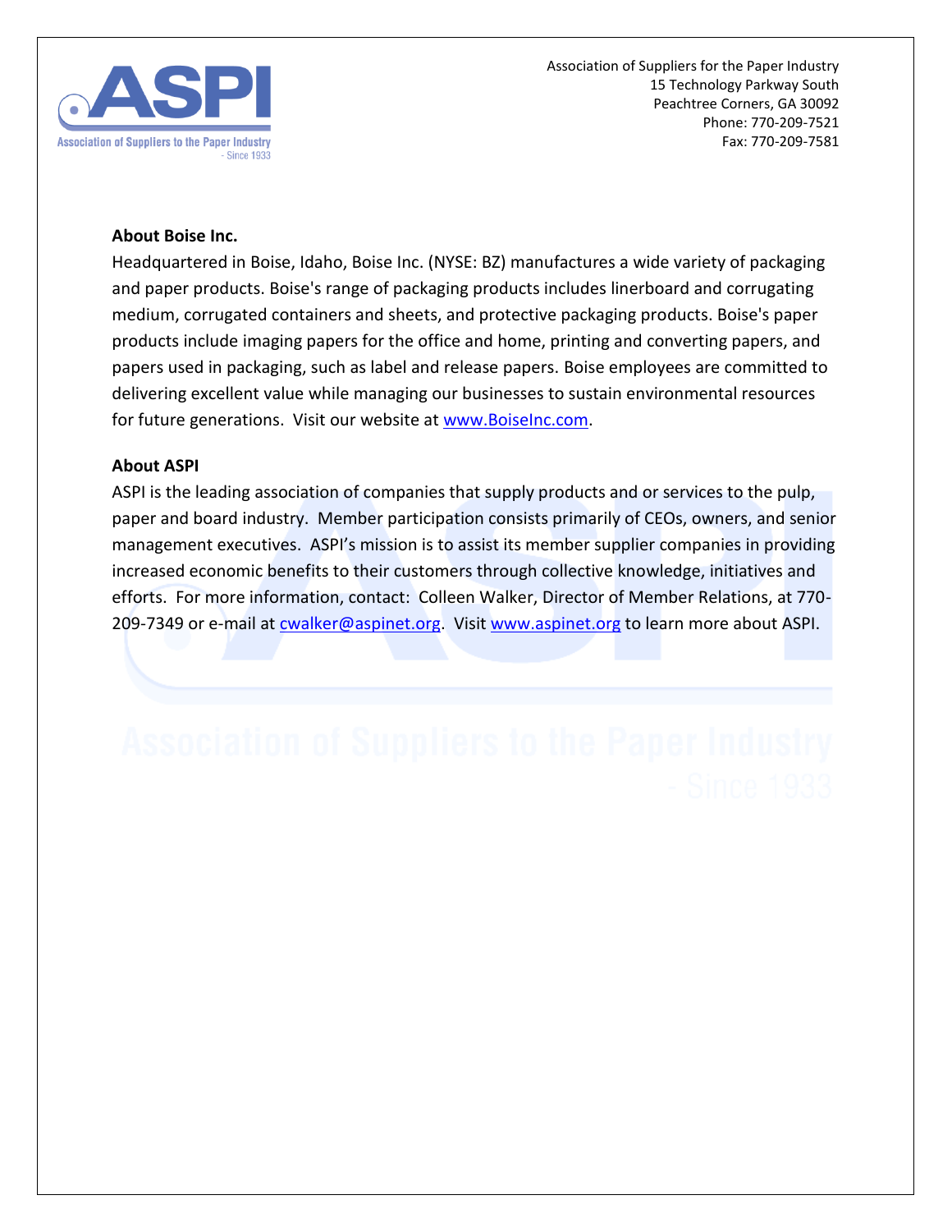Association of Suppliers for the Paper Industry
15 Technology Parkway South
Peachtree Corners, GA 30092
Phone: 770-209-7521
Fax: 770-209-7581

**About Boise Inc.**

Headquartered in Boise, Idaho, Boise Inc. (NYSE: BZ) manufactures a wide variety of packaging and paper products. Boise's range of packaging products includes linerboard and corrugating medium, corrugated containers and sheets, and protective packaging products. Boise's paper products include imaging papers for the office and home, printing and converting papers, and papers used in packaging, such as label and release papers. Boise employees are committed to delivering excellent value while managing our businesses to sustain environmental resources for future generations. Visit our website at www.BoiseInc.com.

**About ASPI**

ASPI is the leading association of companies that supply products and or services to the pulp, paper and board industry. Member participation consists primarily of CEOs, owners, and senior management executives. ASPI's mission is to assist its member supplier companies in providing increased economic benefits to their customers through collective knowledge, initiatives and efforts. For more information, contact: Colleen Walker, Director of Member Relations, at 770-209-7349 or e-mail at cwalker@aspinet.org. Visit www.aspinet.org to learn more about ASPI.